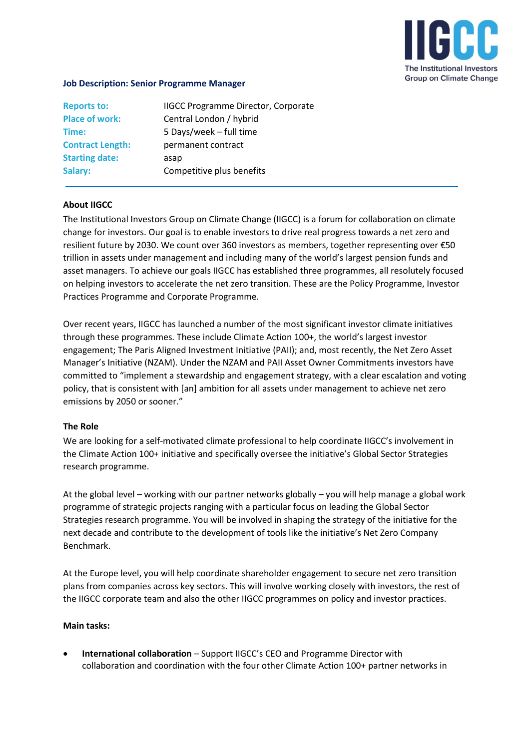### Job Description: Senior Programme Manager

| | |
|---|---|
| **Reports to:** | IIGCC Programme Director, Corporate |
| **Place of work:** | Central London / hybrid |
| **Time:** | 5 Days/week – full time |
| **Contract Length:** | permanent contract |
| **Starting date:** | asap |
| **Salary:** | Competitive plus benefits |

---

**About IIGCC**

The Institutional Investors Group on Climate Change (IIGCC) is a forum for collaboration on climate change for investors. Our goal is to enable investors to drive real progress towards a net zero and resilient future by 2030. We count over 360 investors as members, together representing over €50 trillion in assets under management and including many of the world's largest pension funds and asset managers. To achieve our goals IIGCC has established three programmes, all resolutely focused on helping investors to accelerate the net zero transition. These are the Policy Programme, Investor Practices Programme and Corporate Programme.

Over recent years, IIGCC has launched a number of the most significant investor climate initiatives through these programmes. These include Climate Action 100+, the world's largest investor engagement; The Paris Aligned Investment Initiative (PAII); and, most recently, the Net Zero Asset Manager's Initiative (NZAM). Under the NZAM and PAII Asset Owner Commitments investors have committed to "implement a stewardship and engagement strategy, with a clear escalation and voting policy, that is consistent with [an] ambition for all assets under management to achieve net zero emissions by 2050 or sooner."

**The Role**

We are looking for a self-motivated climate professional to help coordinate IIGCC's involvement in the Climate Action 100+ initiative and specifically oversee the initiative's Global Sector Strategies research programme.

At the global level – working with our partner networks globally – you will help manage a global work programme of strategic projects ranging with a particular focus on leading the Global Sector Strategies research programme. You will be involved in shaping the strategy of the initiative for the next decade and contribute to the development of tools like the initiative's Net Zero Company Benchmark.

At the Europe level, you will help coordinate shareholder engagement to secure net zero transition plans from companies across key sectors. This will involve working closely with investors, the rest of the IIGCC corporate team and also the other IIGCC programmes on policy and investor practices.

**Main tasks:**

- **International collaboration** – Support IIGCC's CEO and Programme Director with collaboration and coordination with the four other Climate Action 100+ partner networks in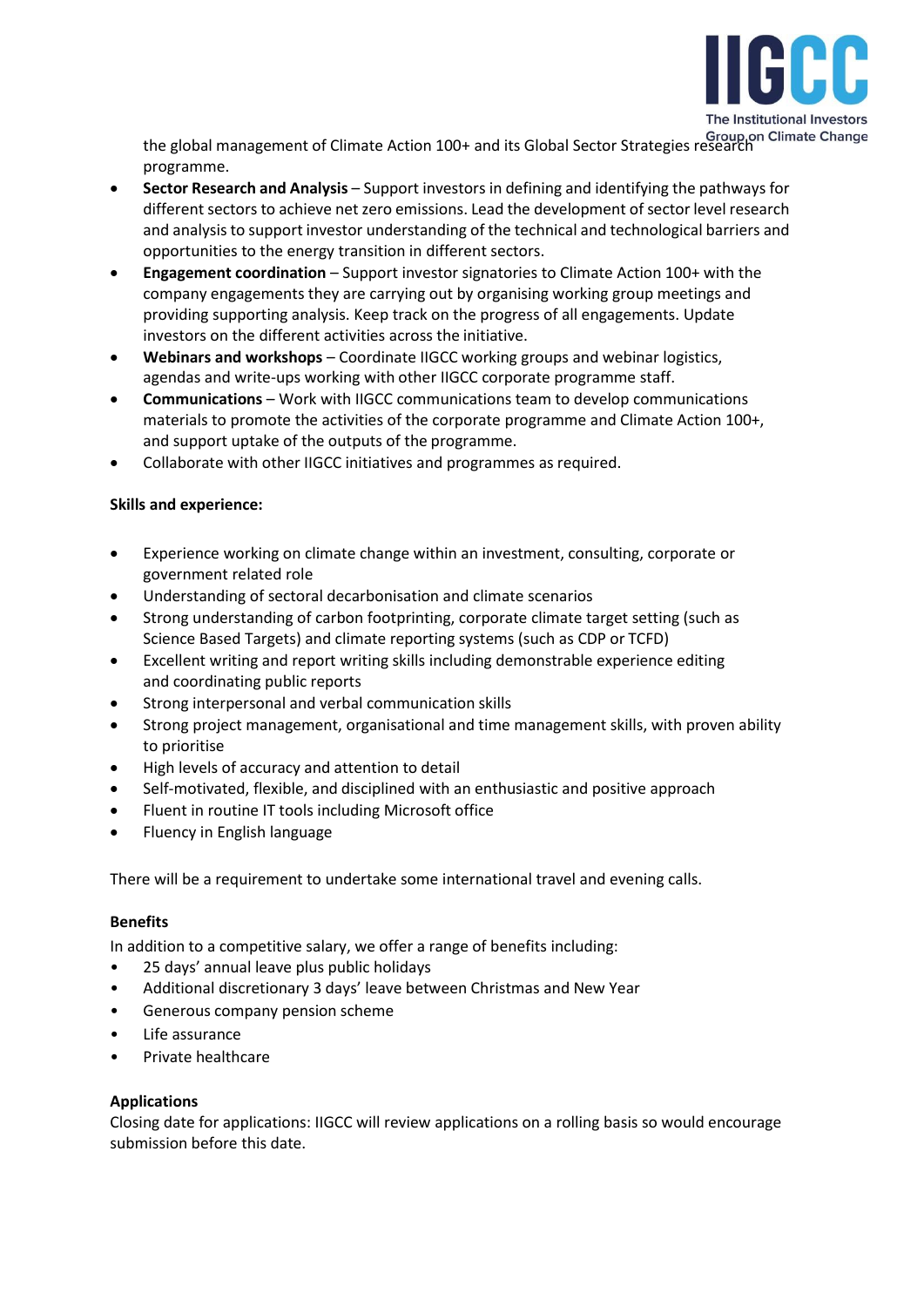the global management of Climate Action 100+ and its Global Sector Strategies research programme.

- **Sector Research and Analysis** – Support investors in defining and identifying the pathways for different sectors to achieve net zero emissions. Lead the development of sector level research and analysis to support investor understanding of the technical and technological barriers and opportunities to the energy transition in different sectors.
- **Engagement coordination** – Support investor signatories to Climate Action 100+ with the company engagements they are carrying out by organising working group meetings and providing supporting analysis. Keep track on the progress of all engagements. Update investors on the different activities across the initiative.
- **Webinars and workshops** – Coordinate IIGCC working groups and webinar logistics, agendas and write-ups working with other IIGCC corporate programme staff.
- **Communications** – Work with IIGCC communications team to develop communications materials to promote the activities of the corporate programme and Climate Action 100+, and support uptake of the outputs of the programme.
- Collaborate with other IIGCC initiatives and programmes as required.

**Skills and experience:**

- Experience working on climate change within an investment, consulting, corporate or government related role
- Understanding of sectoral decarbonisation and climate scenarios
- Strong understanding of carbon footprinting, corporate climate target setting (such as Science Based Targets) and climate reporting systems (such as CDP or TCFD)
- Excellent writing and report writing skills including demonstrable experience editing and coordinating public reports
- Strong interpersonal and verbal communication skills
- Strong project management, organisational and time management skills, with proven ability to prioritise
- High levels of accuracy and attention to detail
- Self-motivated, flexible, and disciplined with an enthusiastic and positive approach
- Fluent in routine IT tools including Microsoft office
- Fluency in English language

There will be a requirement to undertake some international travel and evening calls.

**Benefits**

In addition to a competitive salary, we offer a range of benefits including:

- 25 days' annual leave plus public holidays
- Additional discretionary 3 days' leave between Christmas and New Year
- Generous company pension scheme
- Life assurance
- Private healthcare

**Applications**

Closing date for applications: IIGCC will review applications on a rolling basis so would encourage submission before this date.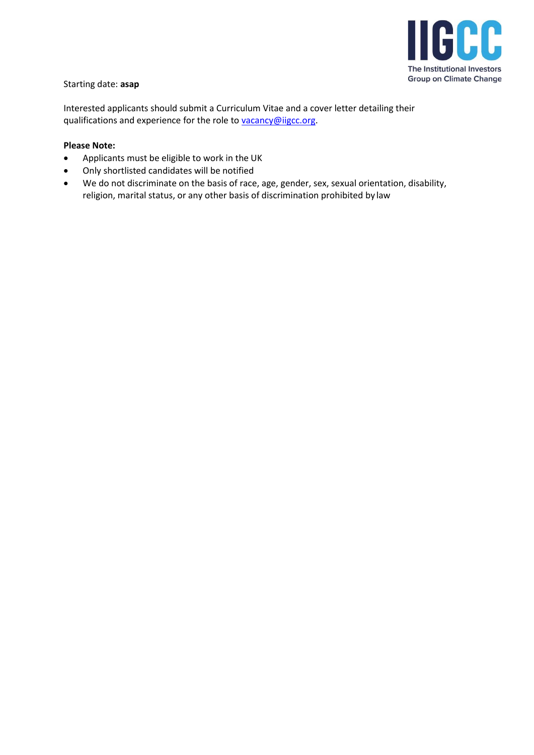Starting date: **asap**

Interested applicants should submit a Curriculum Vitae and a cover letter detailing their qualifications and experience for the role to vacancy@iigcc.org.

**Please Note:**

- Applicants must be eligible to work in the UK
- Only shortlisted candidates will be notified
- We do not discriminate on the basis of race, age, gender, sex, sexual orientation, disability, religion, marital status, or any other basis of discrimination prohibited by law